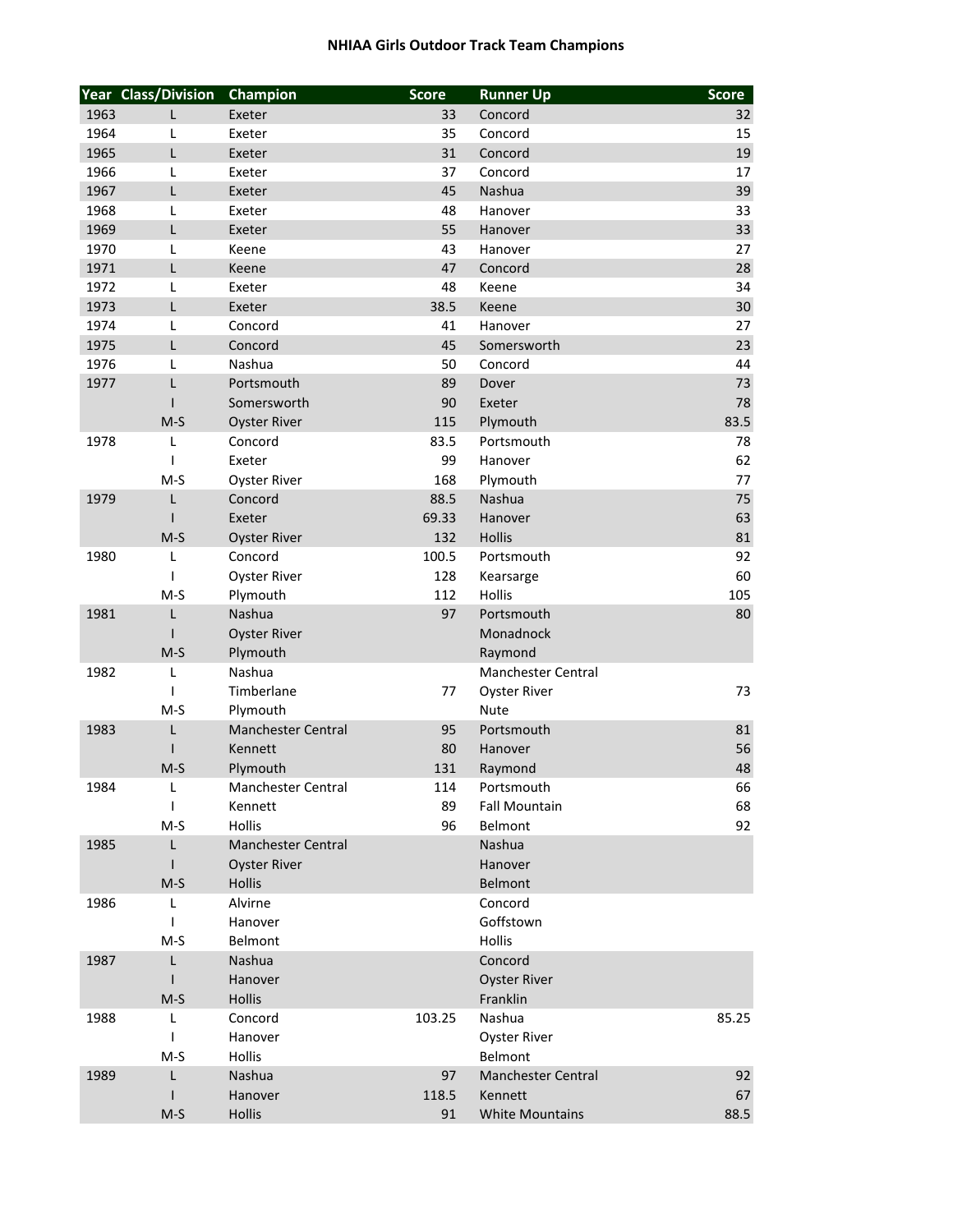# NHIAA Girls Outdoor Track Team Champions

| Year | Class/Division | Champion | Score | Runner Up | Score |
|---|---|---|---|---|---|
| 1963 | L | Exeter | 33 | Concord | 32 |
| 1964 | L | Exeter | 35 | Concord | 15 |
| 1965 | L | Exeter | 31 | Concord | 19 |
| 1966 | L | Exeter | 37 | Concord | 17 |
| 1967 | L | Exeter | 45 | Nashua | 39 |
| 1968 | L | Exeter | 48 | Hanover | 33 |
| 1969 | L | Exeter | 55 | Hanover | 33 |
| 1970 | L | Keene | 43 | Hanover | 27 |
| 1971 | L | Keene | 47 | Concord | 28 |
| 1972 | L | Exeter | 48 | Keene | 34 |
| 1973 | L | Exeter | 38.5 | Keene | 30 |
| 1974 | L | Concord | 41 | Hanover | 27 |
| 1975 | L | Concord | 45 | Somersworth | 23 |
| 1976 | L | Nashua | 50 | Concord | 44 |
| 1977 | L | Portsmouth | 89 | Dover | 73 |
| | I | Somersworth | 90 | Exeter | 78 |
| | M-S | Oyster River | 115 | Plymouth | 83.5 |
| 1978 | L | Concord | 83.5 | Portsmouth | 78 |
| | I | Exeter | 99 | Hanover | 62 |
| | M-S | Oyster River | 168 | Plymouth | 77 |
| 1979 | L | Concord | 88.5 | Nashua | 75 |
| | I | Exeter | 69.33 | Hanover | 63 |
| | M-S | Oyster River | 132 | Hollis | 81 |
| 1980 | L | Concord | 100.5 | Portsmouth | 92 |
| | I | Oyster River | 128 | Kearsarge | 60 |
| | M-S | Plymouth | 112 | Hollis | 105 |
| 1981 | L | Nashua | 97 | Portsmouth | 80 |
| | I | Oyster River | | Monadnock | |
| | M-S | Plymouth | | Raymond | |
| 1982 | L | Nashua | | Manchester Central | |
| | I | Timberlane | 77 | Oyster River | 73 |
| | M-S | Plymouth | | Nute | |
| 1983 | L | Manchester Central | 95 | Portsmouth | 81 |
| | I | Kennett | 80 | Hanover | 56 |
| | M-S | Plymouth | 131 | Raymond | 48 |
| 1984 | L | Manchester Central | 114 | Portsmouth | 66 |
| | I | Kennett | 89 | Fall Mountain | 68 |
| | M-S | Hollis | 96 | Belmont | 92 |
| 1985 | L | Manchester Central | | Nashua | |
| | I | Oyster River | | Hanover | |
| | M-S | Hollis | | Belmont | |
| 1986 | L | Alvirne | | Concord | |
| | I | Hanover | | Goffstown | |
| | M-S | Belmont | | Hollis | |
| 1987 | L | Nashua | | Concord | |
| | I | Hanover | | Oyster River | |
| | M-S | Hollis | | Franklin | |
| 1988 | L | Concord | 103.25 | Nashua | 85.25 |
| | I | Hanover | | Oyster River | |
| | M-S | Hollis | | Belmont | |
| 1989 | L | Nashua | 97 | Manchester Central | 92 |
| | I | Hanover | 118.5 | Kennett | 67 |
| | M-S | Hollis | 91 | White Mountains | 88.5 |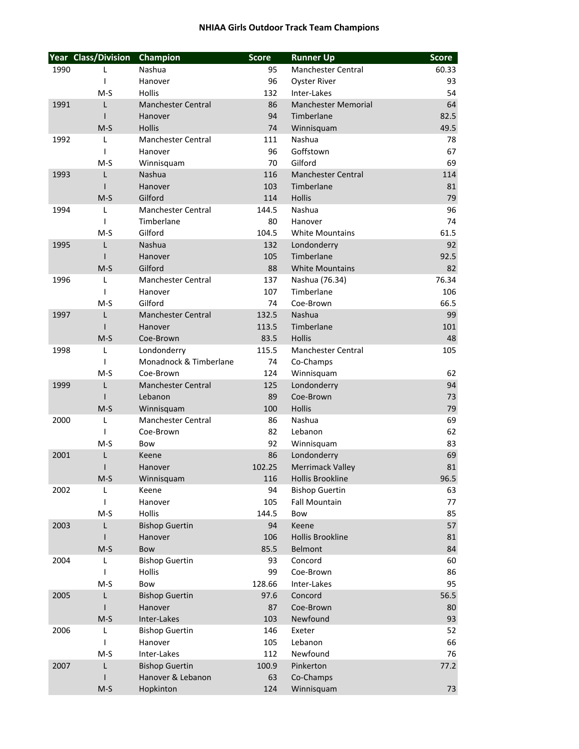## NHIAA Girls Outdoor Track Team Champions

| Year | Class/Division | Champion | Score | Runner Up | Score |
|---|---|---|---|---|---|
| 1990 | L | Nashua | 95 | Manchester Central | 60.33 |
| | I | Hanover | 96 | Oyster River | 93 |
| | M-S | Hollis | 132 | Inter-Lakes | 54 |
| 1991 | L | Manchester Central | 86 | Manchester Memorial | 64 |
| | I | Hanover | 94 | Timberlane | 82.5 |
| | M-S | Hollis | 74 | Winnisquam | 49.5 |
| 1992 | L | Manchester Central | 111 | Nashua | 78 |
| | I | Hanover | 96 | Goffstown | 67 |
| | M-S | Winnisquam | 70 | Gilford | 69 |
| 1993 | L | Nashua | 116 | Manchester Central | 114 |
| | I | Hanover | 103 | Timberlane | 81 |
| | M-S | Gilford | 114 | Hollis | 79 |
| 1994 | L | Manchester Central | 144.5 | Nashua | 96 |
| | I | Timberlane | 80 | Hanover | 74 |
| | M-S | Gilford | 104.5 | White Mountains | 61.5 |
| 1995 | L | Nashua | 132 | Londonderry | 92 |
| | I | Hanover | 105 | Timberlane | 92.5 |
| | M-S | Gilford | 88 | White Mountains | 82 |
| 1996 | L | Manchester Central | 137 | Nashua (76.34) | 76.34 |
| | I | Hanover | 107 | Timberlane | 106 |
| | M-S | Gilford | 74 | Coe-Brown | 66.5 |
| 1997 | L | Manchester Central | 132.5 | Nashua | 99 |
| | I | Hanover | 113.5 | Timberlane | 101 |
| | M-S | Coe-Brown | 83.5 | Hollis | 48 |
| 1998 | L | Londonderry | 115.5 | Manchester Central | 105 |
| | I | Monadnock & Timberlane | 74 | Co-Champs | |
| | M-S | Coe-Brown | 124 | Winnisquam | 62 |
| 1999 | L | Manchester Central | 125 | Londonderry | 94 |
| | I | Lebanon | 89 | Coe-Brown | 73 |
| | M-S | Winnisquam | 100 | Hollis | 79 |
| 2000 | L | Manchester Central | 86 | Nashua | 69 |
| | I | Coe-Brown | 82 | Lebanon | 62 |
| | M-S | Bow | 92 | Winnisquam | 83 |
| 2001 | L | Keene | 86 | Londonderry | 69 |
| | I | Hanover | 102.25 | Merrimack Valley | 81 |
| | M-S | Winnisquam | 116 | Hollis Brookline | 96.5 |
| 2002 | L | Keene | 94 | Bishop Guertin | 63 |
| | I | Hanover | 105 | Fall Mountain | 77 |
| | M-S | Hollis | 144.5 | Bow | 85 |
| 2003 | L | Bishop Guertin | 94 | Keene | 57 |
| | I | Hanover | 106 | Hollis Brookline | 81 |
| | M-S | Bow | 85.5 | Belmont | 84 |
| 2004 | L | Bishop Guertin | 93 | Concord | 60 |
| | I | Hollis | 99 | Coe-Brown | 86 |
| | M-S | Bow | 128.66 | Inter-Lakes | 95 |
| 2005 | L | Bishop Guertin | 97.6 | Concord | 56.5 |
| | I | Hanover | 87 | Coe-Brown | 80 |
| | M-S | Inter-Lakes | 103 | Newfound | 93 |
| 2006 | L | Bishop Guertin | 146 | Exeter | 52 |
| | I | Hanover | 105 | Lebanon | 66 |
| | M-S | Inter-Lakes | 112 | Newfound | 76 |
| 2007 | L | Bishop Guertin | 100.9 | Pinkerton | 77.2 |
| | I | Hanover & Lebanon | 63 | Co-Champs | |
| | M-S | Hopkinton | 124 | Winnisquam | 73 |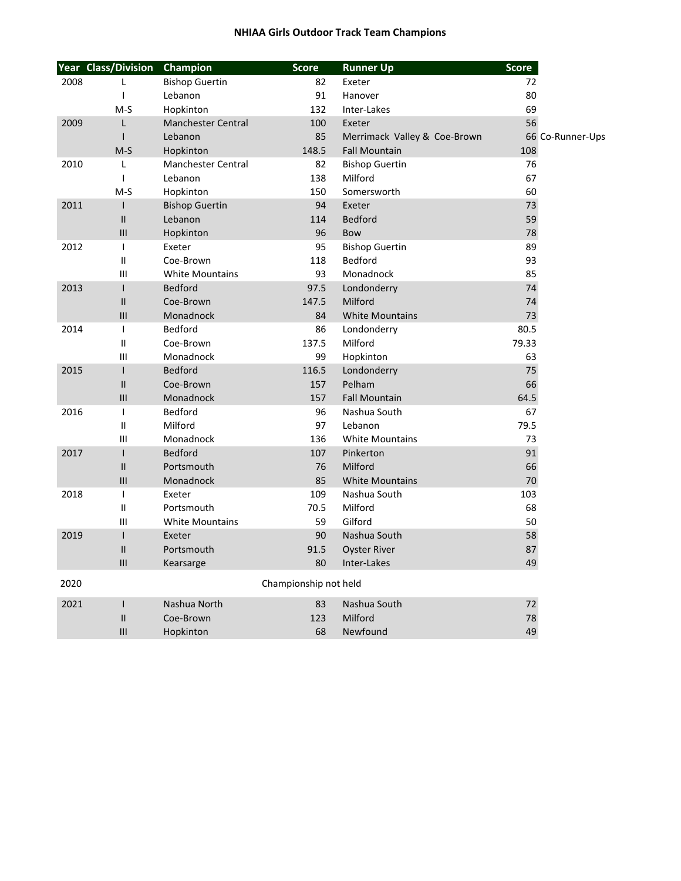**NHIAA Girls Outdoor Track Team Champions**

| Year | Class/Division | Champion | Score | Runner Up | Score | |
|---|---|---|---|---|---|---|
| 2008 | L | Bishop Guertin | 82 | Exeter | 72 | |
| | I | Lebanon | 91 | Hanover | 80 | |
| | M-S | Hopkinton | 132 | Inter-Lakes | 69 | |
| 2009 | L | Manchester Central | 100 | Exeter | 56 | |
| | I | Lebanon | 85 | Merrimack Valley & Coe-Brown | 66 | Co-Runner-Ups |
| | M-S | Hopkinton | 148.5 | Fall Mountain | 108 | |
| 2010 | L | Manchester Central | 82 | Bishop Guertin | 76 | |
| | I | Lebanon | 138 | Milford | 67 | |
| | M-S | Hopkinton | 150 | Somersworth | 60 | |
| 2011 | I | Bishop Guertin | 94 | Exeter | 73 | |
| | II | Lebanon | 114 | Bedford | 59 | |
| | III | Hopkinton | 96 | Bow | 78 | |
| 2012 | I | Exeter | 95 | Bishop Guertin | 89 | |
| | II | Coe-Brown | 118 | Bedford | 93 | |
| | III | White Mountains | 93 | Monadnock | 85 | |
| 2013 | I | Bedford | 97.5 | Londonderry | 74 | |
| | II | Coe-Brown | 147.5 | Milford | 74 | |
| | III | Monadnock | 84 | White Mountains | 73 | |
| 2014 | I | Bedford | 86 | Londonderry | 80.5 | |
| | II | Coe-Brown | 137.5 | Milford | 79.33 | |
| | III | Monadnock | 99 | Hopkinton | 63 | |
| 2015 | I | Bedford | 116.5 | Londonderry | 75 | |
| | II | Coe-Brown | 157 | Pelham | 66 | |
| | III | Monadnock | 157 | Fall Mountain | 64.5 | |
| 2016 | I | Bedford | 96 | Nashua South | 67 | |
| | II | Milford | 97 | Lebanon | 79.5 | |
| | III | Monadnock | 136 | White Mountains | 73 | |
| 2017 | I | Bedford | 107 | Pinkerton | 91 | |
| | II | Portsmouth | 76 | Milford | 66 | |
| | III | Monadnock | 85 | White Mountains | 70 | |
| 2018 | I | Exeter | 109 | Nashua South | 103 | |
| | II | Portsmouth | 70.5 | Milford | 68 | |
| | III | White Mountains | 59 | Gilford | 50 | |
| 2019 | I | Exeter | 90 | Nashua South | 58 | |
| | II | Portsmouth | 91.5 | Oyster River | 87 | |
| | III | Kearsarge | 80 | Inter-Lakes | 49 | |
| 2020 | | Championship not held | | | | |
| 2021 | I | Nashua North | 83 | Nashua South | 72 | |
| | II | Coe-Brown | 123 | Milford | 78 | |
| | III | Hopkinton | 68 | Newfound | 49 | |